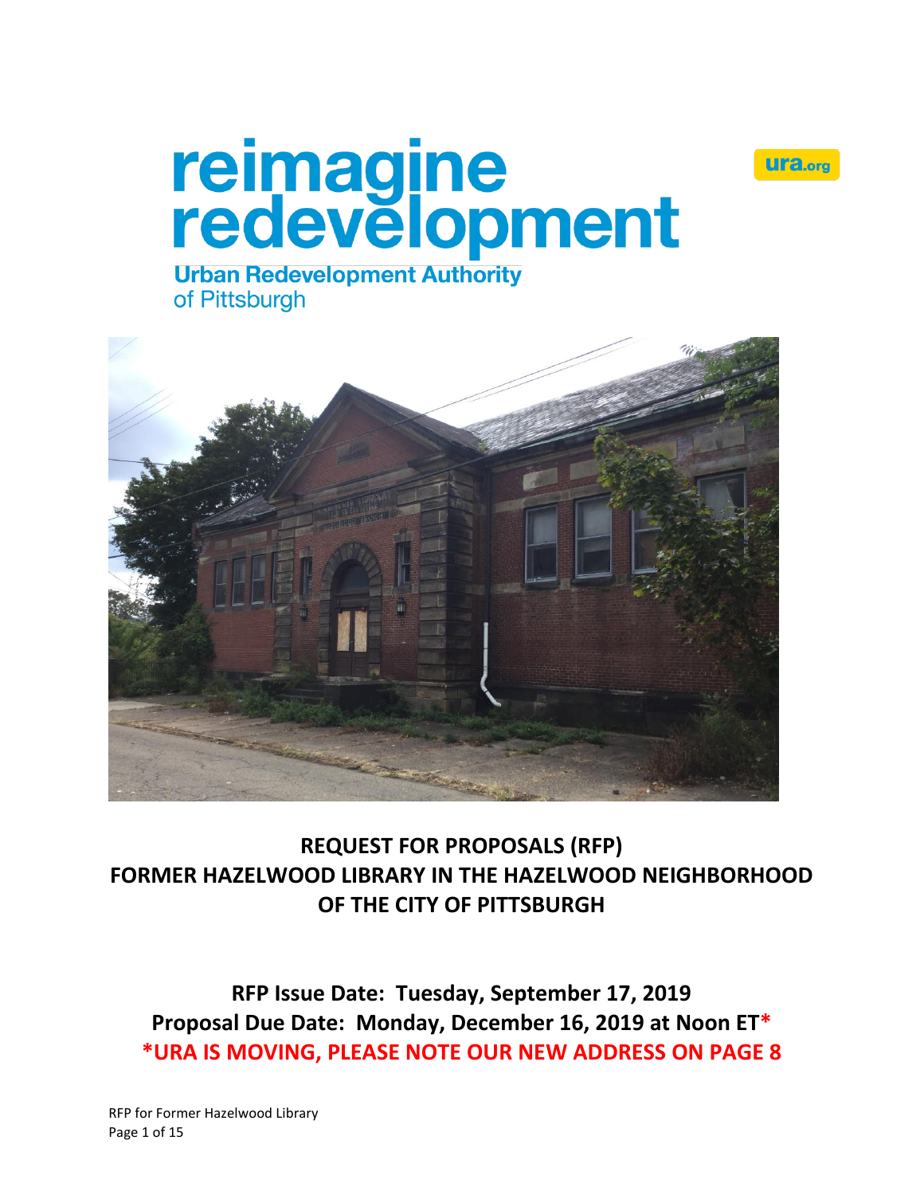reimagine redevelopment

Urban Redevelopment Authority of Pittsburgh

ura.org

# REQUEST FOR PROPOSALS (RFP) FORMER HAZELWOOD LIBRARY IN THE HAZELWOOD NEIGHBORHOOD OF THE CITY OF PITTSBURGH

**RFP Issue Date: Tuesday, September 17, 2019**

**Proposal Due Date: Monday, December 16, 2019 at Noon ET***

**\*URA IS MOVING, PLEASE NOTE OUR NEW ADDRESS ON PAGE 8**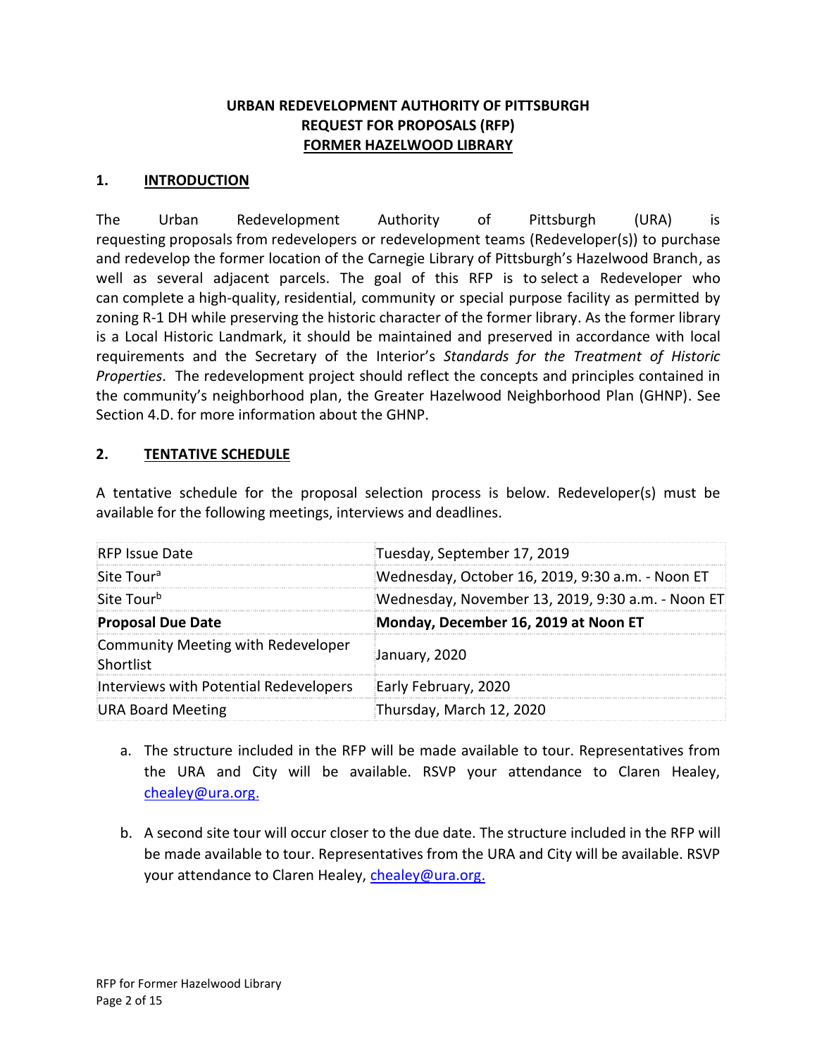**URBAN REDEVELOPMENT AUTHORITY OF PITTSBURGH**
**REQUEST FOR PROPOSALS (RFP)**
**FORMER HAZELWOOD LIBRARY**

## 1. INTRODUCTION

The Urban Redevelopment Authority of Pittsburgh (URA) is requesting proposals from redevelopers or redevelopment teams (Redeveloper(s)) to purchase and redevelop the former location of the Carnegie Library of Pittsburgh's Hazelwood Branch, as well as several adjacent parcels. The goal of this RFP is to select a Redeveloper who can complete a high-quality, residential, community or special purpose facility as permitted by zoning R-1 DH while preserving the historic character of the former library. As the former library is a Local Historic Landmark, it should be maintained and preserved in accordance with local requirements and the Secretary of the Interior's *Standards for the Treatment of Historic Properties*. The redevelopment project should reflect the concepts and principles contained in the community's neighborhood plan, the Greater Hazelwood Neighborhood Plan (GHNP). See Section 4.D. for more information about the GHNP.

## 2. TENTATIVE SCHEDULE

A tentative schedule for the proposal selection process is below. Redeveloper(s) must be available for the following meetings, interviews and deadlines.

| | |
|---|---|
| RFP Issue Date | Tuesday, September 17, 2019 |
| Site Tour[a] | Wednesday, October 16, 2019, 9:30 a.m. - Noon ET |
| Site Tour[b] | Wednesday, November 13, 2019, 9:30 a.m. - Noon ET |
| **Proposal Due Date** | **Monday, December 16, 2019 at Noon ET** |
| Community Meeting with Redeveloper Shortlist | January, 2020 |
| Interviews with Potential Redevelopers | Early February, 2020 |
| URA Board Meeting | Thursday, March 12, 2020 |

a. The structure included in the RFP will be made available to tour. Representatives from the URA and City will be available. RSVP your attendance to Claren Healey, chealey@ura.org.

b. A second site tour will occur closer to the due date. The structure included in the RFP will be made available to tour. Representatives from the URA and City will be available. RSVP your attendance to Claren Healey, chealey@ura.org.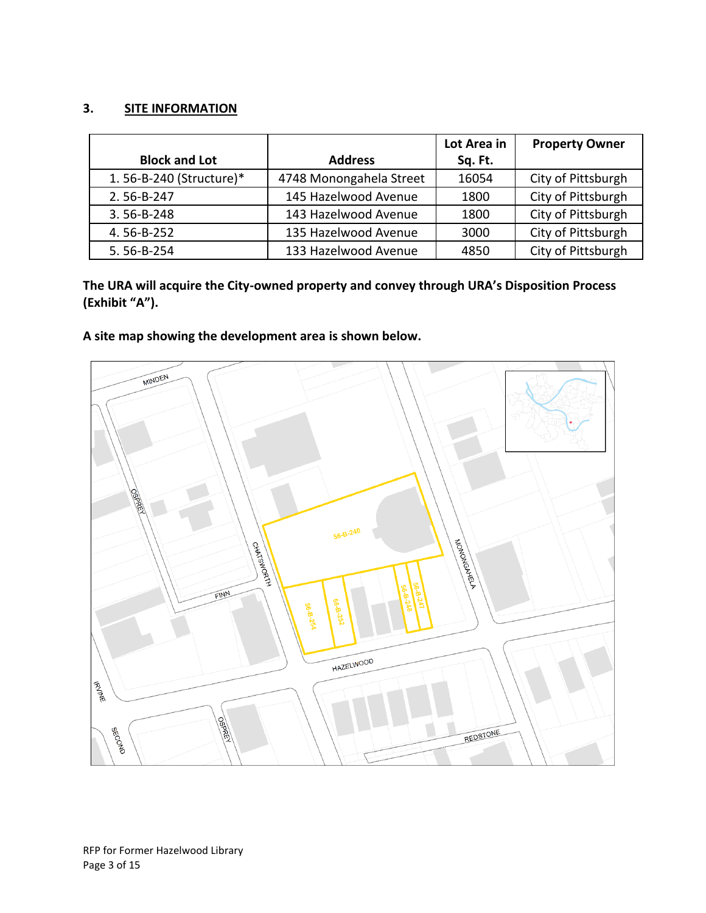## 3. SITE INFORMATION

| Block and Lot | Address | Lot Area in Sq. Ft. | Property Owner |
|---|---|---|---|
| 1. 56-B-240 (Structure)* | 4748 Monongahela Street | 16054 | City of Pittsburgh |
| 2. 56-B-247 | 145 Hazelwood Avenue | 1800 | City of Pittsburgh |
| 3. 56-B-248 | 143 Hazelwood Avenue | 1800 | City of Pittsburgh |
| 4. 56-B-252 | 135 Hazelwood Avenue | 3000 | City of Pittsburgh |
| 5. 56-B-254 | 133 Hazelwood Avenue | 4850 | City of Pittsburgh |

**The URA will acquire the City-owned property and convey through URA's Disposition Process (Exhibit "A").**

**A site map showing the development area is shown below.**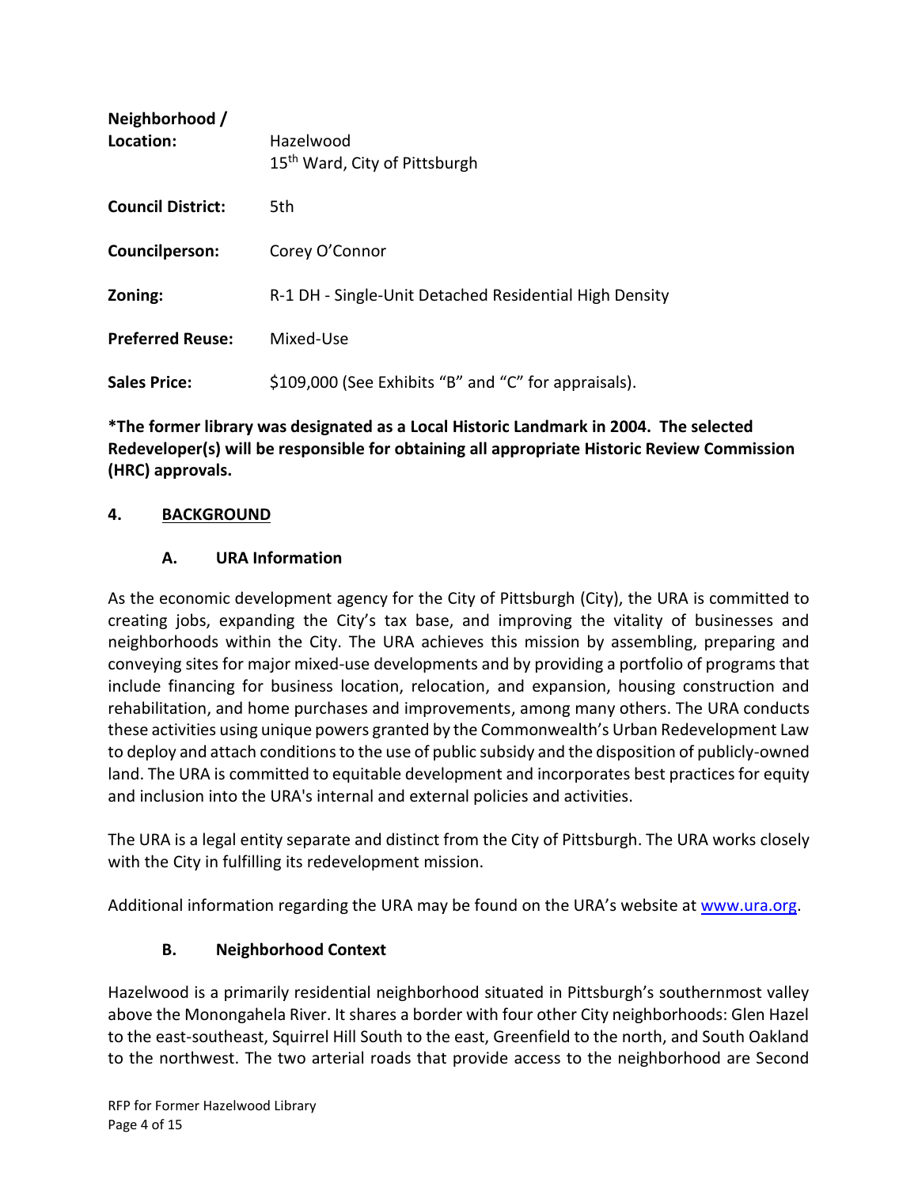| | |
|---|---|
| **Neighborhood / Location:** | Hazelwood<br>15th Ward, City of Pittsburgh |
| **Council District:** | 5th |
| **Councilperson:** | Corey O'Connor |
| **Zoning:** | R-1 DH - Single-Unit Detached Residential High Density |
| **Preferred Reuse:** | Mixed-Use |
| **Sales Price:** | $109,000 (See Exhibits "B" and "C" for appraisals). |

**\*The former library was designated as a Local Historic Landmark in 2004. The selected Redeveloper(s) will be responsible for obtaining all appropriate Historic Review Commission (HRC) approvals.**

## 4. BACKGROUND

### A. URA Information

As the economic development agency for the City of Pittsburgh (City), the URA is committed to creating jobs, expanding the City's tax base, and improving the vitality of businesses and neighborhoods within the City. The URA achieves this mission by assembling, preparing and conveying sites for major mixed-use developments and by providing a portfolio of programs that include financing for business location, relocation, and expansion, housing construction and rehabilitation, and home purchases and improvements, among many others. The URA conducts these activities using unique powers granted by the Commonwealth's Urban Redevelopment Law to deploy and attach conditions to the use of public subsidy and the disposition of publicly-owned land. The URA is committed to equitable development and incorporates best practices for equity and inclusion into the URA's internal and external policies and activities.

The URA is a legal entity separate and distinct from the City of Pittsburgh. The URA works closely with the City in fulfilling its redevelopment mission.

Additional information regarding the URA may be found on the URA's website at [www.ura.org](http://www.ura.org).

### B. Neighborhood Context

Hazelwood is a primarily residential neighborhood situated in Pittsburgh's southernmost valley above the Monongahela River. It shares a border with four other City neighborhoods: Glen Hazel to the east-southeast, Squirrel Hill South to the east, Greenfield to the north, and South Oakland to the northwest. The two arterial roads that provide access to the neighborhood are Second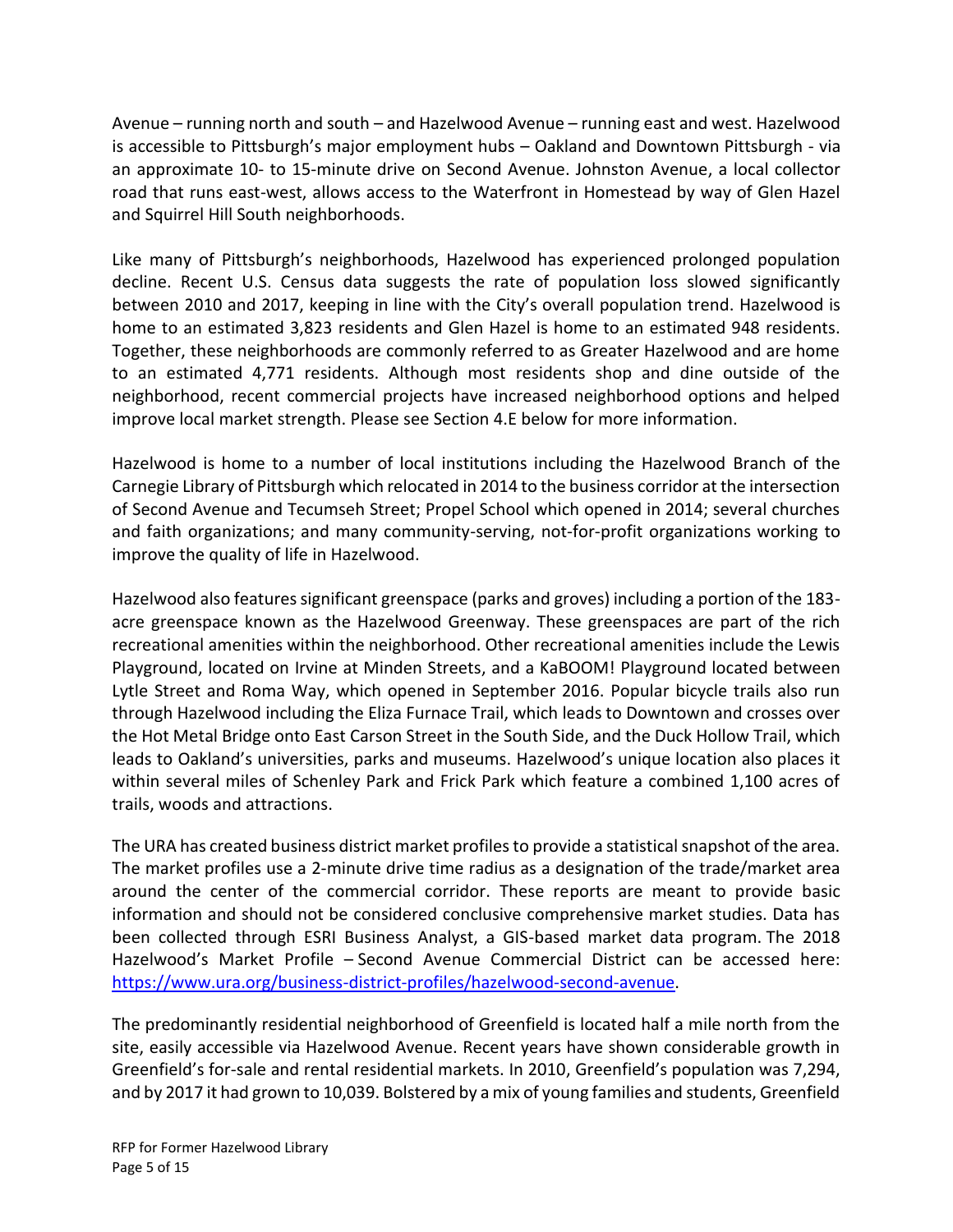Avenue – running north and south – and Hazelwood Avenue – running east and west. Hazelwood is accessible to Pittsburgh's major employment hubs – Oakland and Downtown Pittsburgh - via an approximate 10- to 15-minute drive on Second Avenue. Johnston Avenue, a local collector road that runs east-west, allows access to the Waterfront in Homestead by way of Glen Hazel and Squirrel Hill South neighborhoods.

Like many of Pittsburgh's neighborhoods, Hazelwood has experienced prolonged population decline. Recent U.S. Census data suggests the rate of population loss slowed significantly between 2010 and 2017, keeping in line with the City's overall population trend. Hazelwood is home to an estimated 3,823 residents and Glen Hazel is home to an estimated 948 residents. Together, these neighborhoods are commonly referred to as Greater Hazelwood and are home to an estimated 4,771 residents. Although most residents shop and dine outside of the neighborhood, recent commercial projects have increased neighborhood options and helped improve local market strength. Please see Section 4.E below for more information.

Hazelwood is home to a number of local institutions including the Hazelwood Branch of the Carnegie Library of Pittsburgh which relocated in 2014 to the business corridor at the intersection of Second Avenue and Tecumseh Street; Propel School which opened in 2014; several churches and faith organizations; and many community-serving, not-for-profit organizations working to improve the quality of life in Hazelwood.

Hazelwood also features significant greenspace (parks and groves) including a portion of the 183-acre greenspace known as the Hazelwood Greenway. These greenspaces are part of the rich recreational amenities within the neighborhood. Other recreational amenities include the Lewis Playground, located on Irvine at Minden Streets, and a KaBOOM! Playground located between Lytle Street and Roma Way, which opened in September 2016. Popular bicycle trails also run through Hazelwood including the Eliza Furnace Trail, which leads to Downtown and crosses over the Hot Metal Bridge onto East Carson Street in the South Side, and the Duck Hollow Trail, which leads to Oakland's universities, parks and museums. Hazelwood's unique location also places it within several miles of Schenley Park and Frick Park which feature a combined 1,100 acres of trails, woods and attractions.

The URA has created business district market profiles to provide a statistical snapshot of the area. The market profiles use a 2-minute drive time radius as a designation of the trade/market area around the center of the commercial corridor. These reports are meant to provide basic information and should not be considered conclusive comprehensive market studies. Data has been collected through ESRI Business Analyst, a GIS-based market data program. The 2018 Hazelwood's Market Profile – Second Avenue Commercial District can be accessed here: [https://www.ura.org/business-district-profiles/hazelwood-second-avenue](https://www.ura.org/business-district-profiles/hazelwood-second-avenue).

The predominantly residential neighborhood of Greenfield is located half a mile north from the site, easily accessible via Hazelwood Avenue. Recent years have shown considerable growth in Greenfield's for-sale and rental residential markets. In 2010, Greenfield's population was 7,294, and by 2017 it had grown to 10,039. Bolstered by a mix of young families and students, Greenfield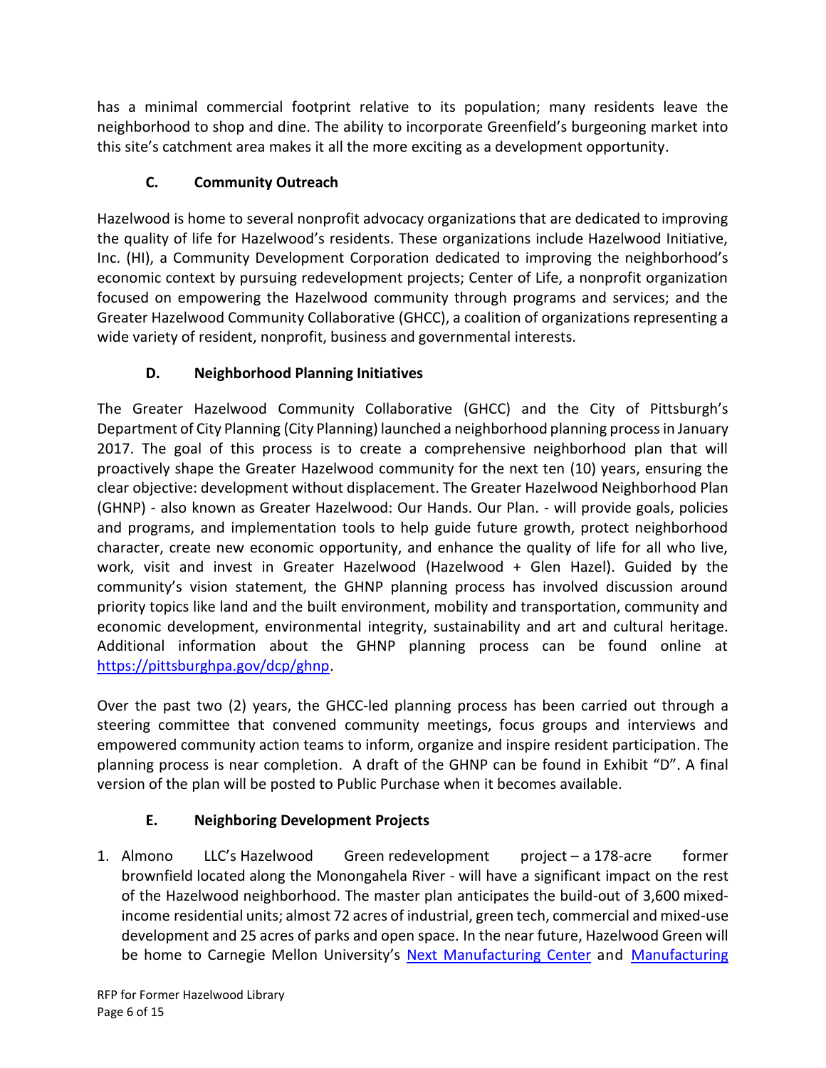has a minimal commercial footprint relative to its population; many residents leave the neighborhood to shop and dine. The ability to incorporate Greenfield's burgeoning market into this site's catchment area makes it all the more exciting as a development opportunity.

### C. Community Outreach

Hazelwood is home to several nonprofit advocacy organizations that are dedicated to improving the quality of life for Hazelwood's residents. These organizations include Hazelwood Initiative, Inc. (HI), a Community Development Corporation dedicated to improving the neighborhood's economic context by pursuing redevelopment projects; Center of Life, a nonprofit organization focused on empowering the Hazelwood community through programs and services; and the Greater Hazelwood Community Collaborative (GHCC), a coalition of organizations representing a wide variety of resident, nonprofit, business and governmental interests.

### D. Neighborhood Planning Initiatives

The Greater Hazelwood Community Collaborative (GHCC) and the City of Pittsburgh's Department of City Planning (City Planning) launched a neighborhood planning process in January 2017. The goal of this process is to create a comprehensive neighborhood plan that will proactively shape the Greater Hazelwood community for the next ten (10) years, ensuring the clear objective: development without displacement. The Greater Hazelwood Neighborhood Plan (GHNP) - also known as Greater Hazelwood: Our Hands. Our Plan. - will provide goals, policies and programs, and implementation tools to help guide future growth, protect neighborhood character, create new economic opportunity, and enhance the quality of life for all who live, work, visit and invest in Greater Hazelwood (Hazelwood + Glen Hazel). Guided by the community's vision statement, the GHNP planning process has involved discussion around priority topics like land and the built environment, mobility and transportation, community and economic development, environmental integrity, sustainability and art and cultural heritage. Additional information about the GHNP planning process can be found online at [https://pittsburghpa.gov/dcp/ghnp](https://pittsburghpa.gov/dcp/ghnp).

Over the past two (2) years, the GHCC-led planning process has been carried out through a steering committee that convened community meetings, focus groups and interviews and empowered community action teams to inform, organize and inspire resident participation. The planning process is near completion. A draft of the GHNP can be found in Exhibit "D". A final version of the plan will be posted to Public Purchase when it becomes available.

### E. Neighboring Development Projects

1. Almono LLC's Hazelwood Green redevelopment project – a 178-acre former brownfield located along the Monongahela River - will have a significant impact on the rest of the Hazelwood neighborhood. The master plan anticipates the build-out of 3,600 mixed-income residential units; almost 72 acres of industrial, green tech, commercial and mixed-use development and 25 acres of parks and open space. In the near future, Hazelwood Green will be home to Carnegie Mellon University's Next Manufacturing Center and Manufacturing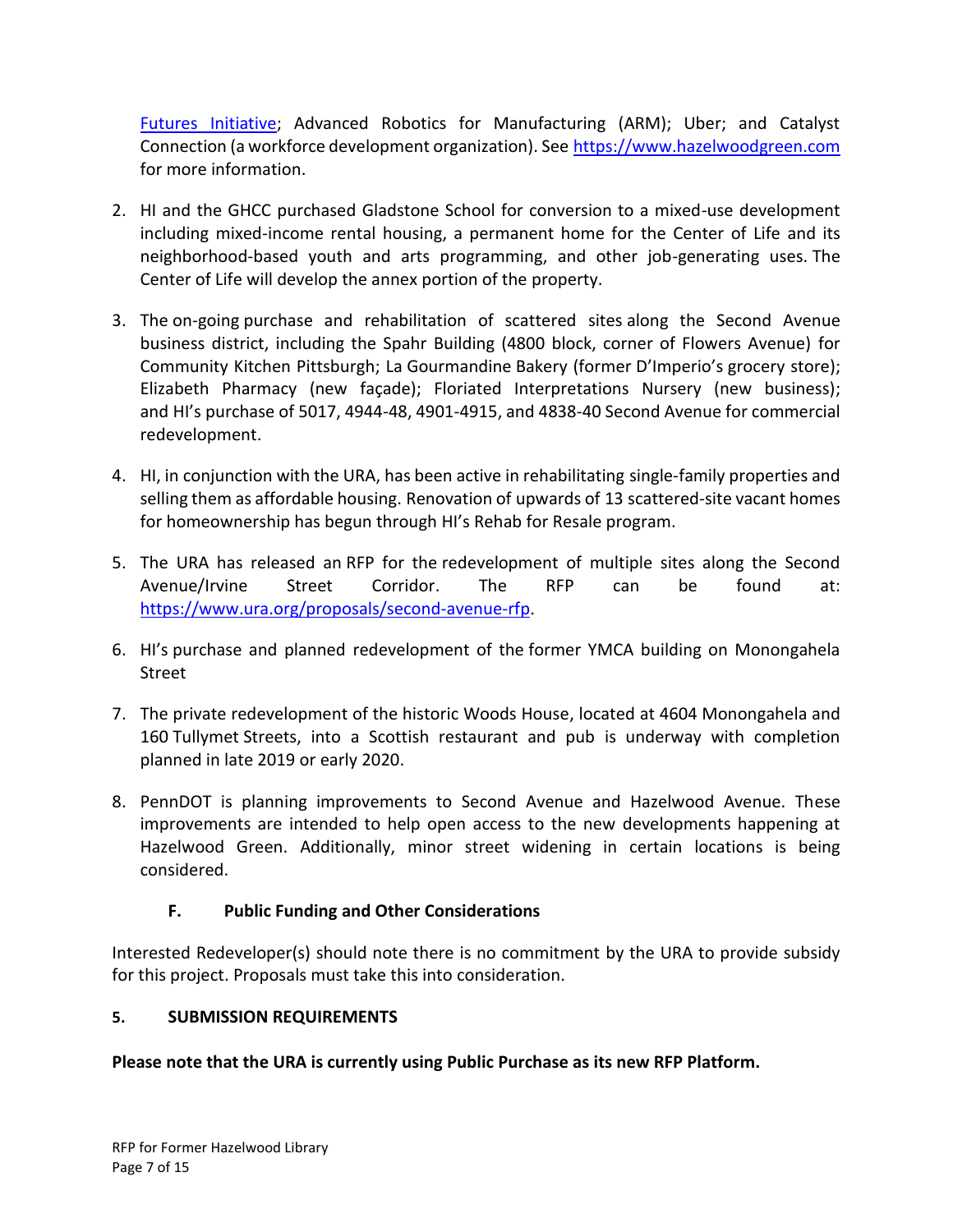[Futures Initiative](#); Advanced Robotics for Manufacturing (ARM); Uber; and Catalyst Connection (a workforce development organization). See [https://www.hazelwoodgreen.com](https://www.hazelwoodgreen.com) for more information.

2. HI and the GHCC purchased Gladstone School for conversion to a mixed-use development including mixed-income rental housing, a permanent home for the Center of Life and its neighborhood-based youth and arts programming, and other job-generating uses. The Center of Life will develop the annex portion of the property.

3. The on-going purchase and rehabilitation of scattered sites along the Second Avenue business district, including the Spahr Building (4800 block, corner of Flowers Avenue) for Community Kitchen Pittsburgh; La Gourmandine Bakery (former D'Imperio's grocery store); Elizabeth Pharmacy (new façade); Floriated Interpretations Nursery (new business); and HI's purchase of 5017, 4944-48, 4901-4915, and 4838-40 Second Avenue for commercial redevelopment.

4. HI, in conjunction with the URA, has been active in rehabilitating single-family properties and selling them as affordable housing. Renovation of upwards of 13 scattered-site vacant homes for homeownership has begun through HI's Rehab for Resale program.

5. The URA has released an RFP for the redevelopment of multiple sites along the Second Avenue/Irvine Street Corridor. The RFP can be found at: [https://www.ura.org/proposals/second-avenue-rfp](https://www.ura.org/proposals/second-avenue-rfp).

6. HI's purchase and planned redevelopment of the former YMCA building on Monongahela Street

7. The private redevelopment of the historic Woods House, located at 4604 Monongahela and 160 Tullymet Streets, into a Scottish restaurant and pub is underway with completion planned in late 2019 or early 2020.

8. PennDOT is planning improvements to Second Avenue and Hazelwood Avenue. These improvements are intended to help open access to the new developments happening at Hazelwood Green. Additionally, minor street widening in certain locations is being considered.

### F. Public Funding and Other Considerations

Interested Redeveloper(s) should note there is no commitment by the URA to provide subsidy for this project. Proposals must take this into consideration.

## 5. SUBMISSION REQUIREMENTS

**Please note that the URA is currently using Public Purchase as its new RFP Platform.**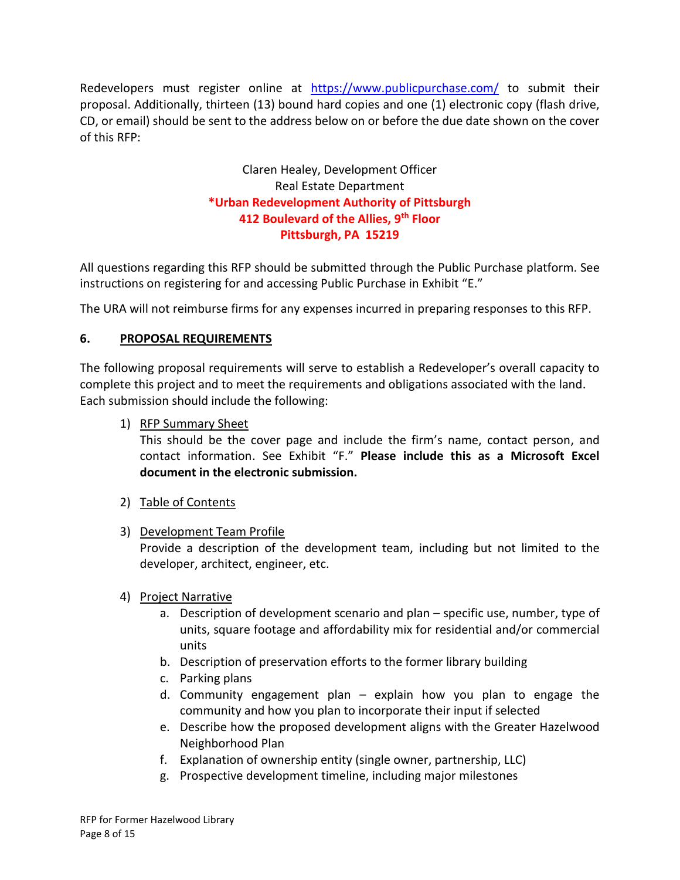Redevelopers must register online at https://www.publicpurchase.com/ to submit their proposal. Additionally, thirteen (13) bound hard copies and one (1) electronic copy (flash drive, CD, or email) should be sent to the address below on or before the due date shown on the cover of this RFP:

Claren Healey, Development Officer
Real Estate Department
**\*Urban Redevelopment Authority of Pittsburgh**
**412 Boulevard of the Allies, 9th Floor**
**Pittsburgh, PA 15219**

All questions regarding this RFP should be submitted through the Public Purchase platform. See instructions on registering for and accessing Public Purchase in Exhibit "E."

The URA will not reimburse firms for any expenses incurred in preparing responses to this RFP.

## 6. PROPOSAL REQUIREMENTS

The following proposal requirements will serve to establish a Redeveloper's overall capacity to complete this project and to meet the requirements and obligations associated with the land. Each submission should include the following:

1) RFP Summary Sheet
   This should be the cover page and include the firm's name, contact person, and contact information. See Exhibit "F." **Please include this as a Microsoft Excel document in the electronic submission.**

2) Table of Contents

3) Development Team Profile
   Provide a description of the development team, including but not limited to the developer, architect, engineer, etc.

4) Project Narrative
   a. Description of development scenario and plan – specific use, number, type of units, square footage and affordability mix for residential and/or commercial units
   b. Description of preservation efforts to the former library building
   c. Parking plans
   d. Community engagement plan – explain how you plan to engage the community and how you plan to incorporate their input if selected
   e. Describe how the proposed development aligns with the Greater Hazelwood Neighborhood Plan
   f. Explanation of ownership entity (single owner, partnership, LLC)
   g. Prospective development timeline, including major milestones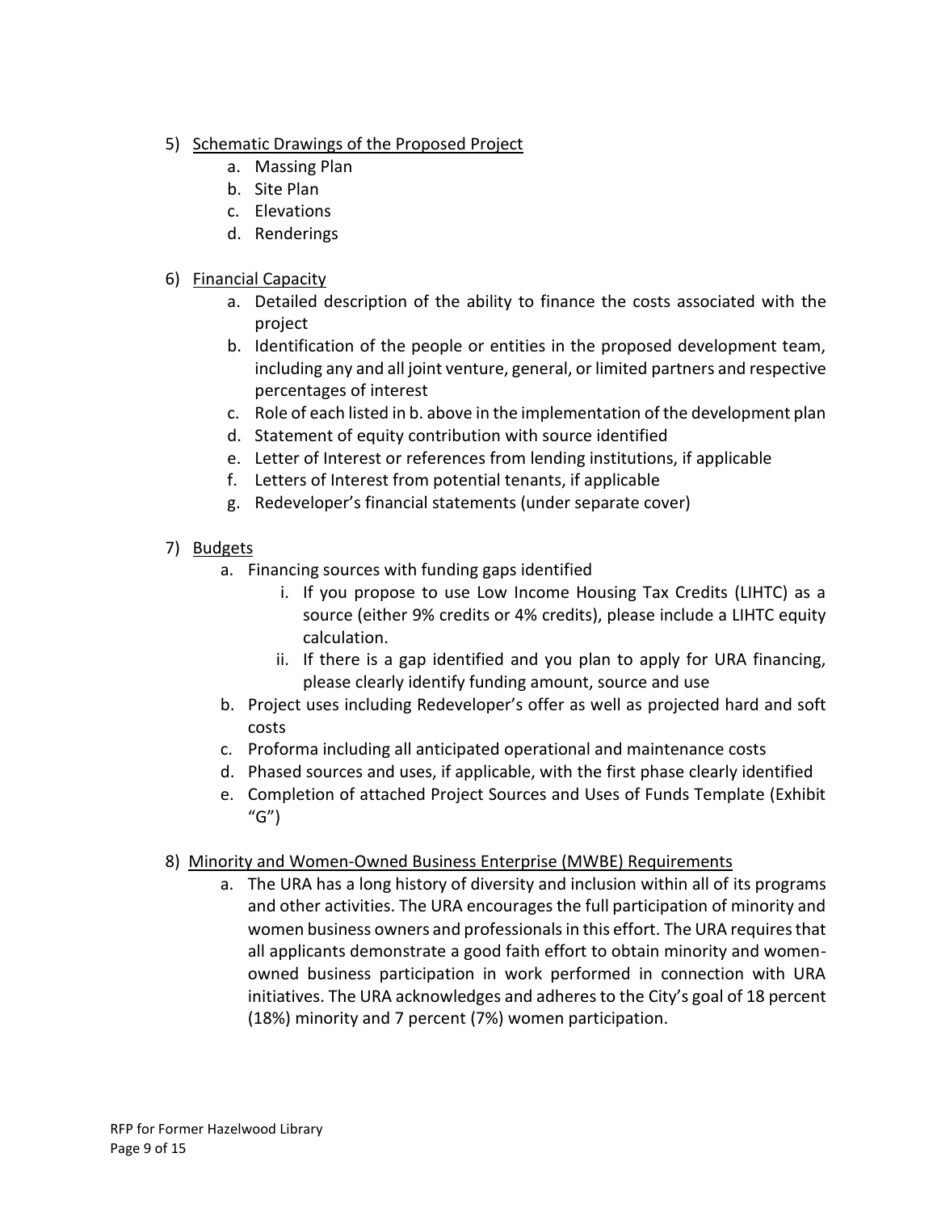5) <u>Schematic Drawings of the Proposed Project</u>
   a. Massing Plan
   b. Site Plan
   c. Elevations
   d. Renderings

6) <u>Financial Capacity</u>
   a. Detailed description of the ability to finance the costs associated with the project
   b. Identification of the people or entities in the proposed development team, including any and all joint venture, general, or limited partners and respective percentages of interest
   c. Role of each listed in b. above in the implementation of the development plan
   d. Statement of equity contribution with source identified
   e. Letter of Interest or references from lending institutions, if applicable
   f. Letters of Interest from potential tenants, if applicable
   g. Redeveloper's financial statements (under separate cover)

7) <u>Budgets</u>
   a. Financing sources with funding gaps identified
      i. If you propose to use Low Income Housing Tax Credits (LIHTC) as a source (either 9% credits or 4% credits), please include a LIHTC equity calculation.
      ii. If there is a gap identified and you plan to apply for URA financing, please clearly identify funding amount, source and use
   b. Project uses including Redeveloper's offer as well as projected hard and soft costs
   c. Proforma including all anticipated operational and maintenance costs
   d. Phased sources and uses, if applicable, with the first phase clearly identified
   e. Completion of attached Project Sources and Uses of Funds Template (Exhibit "G")

8) <u>Minority and Women-Owned Business Enterprise (MWBE) Requirements</u>
   a. The URA has a long history of diversity and inclusion within all of its programs and other activities. The URA encourages the full participation of minority and women business owners and professionals in this effort. The URA requires that all applicants demonstrate a good faith effort to obtain minority and women-owned business participation in work performed in connection with URA initiatives. The URA acknowledges and adheres to the City's goal of 18 percent (18%) minority and 7 percent (7%) women participation.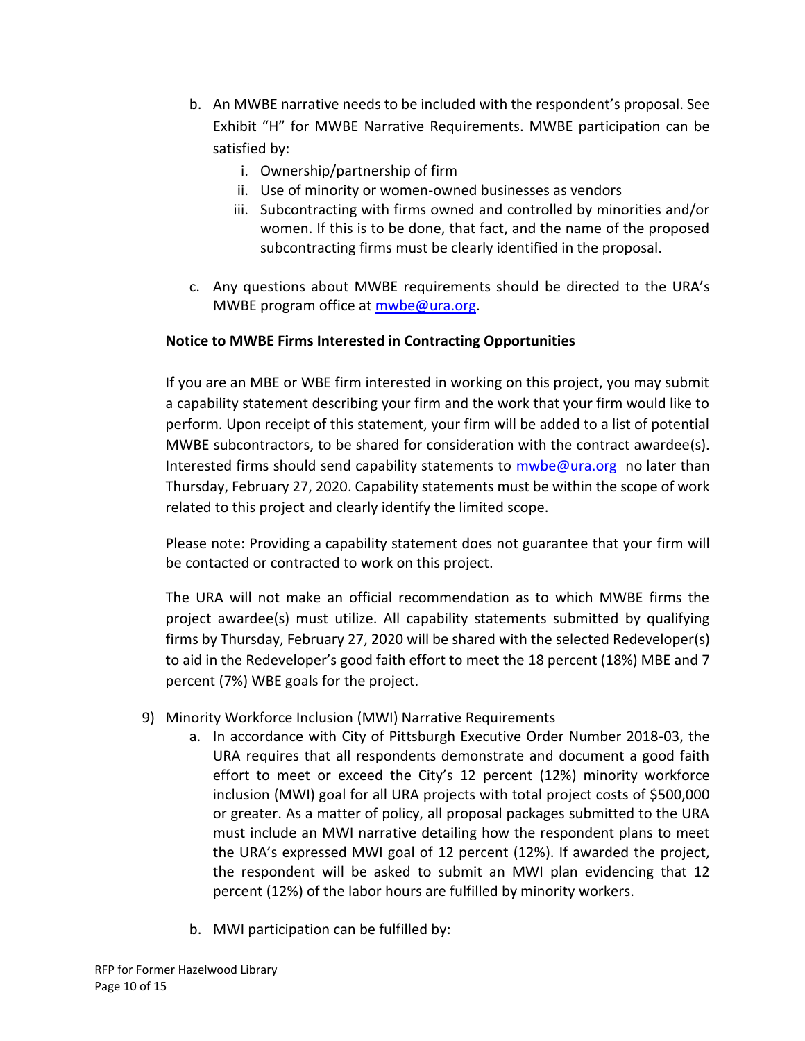b. An MWBE narrative needs to be included with the respondent's proposal. See Exhibit "H" for MWBE Narrative Requirements. MWBE participation can be satisfied by:

   i. Ownership/partnership of firm

   ii. Use of minority or women-owned businesses as vendors

   iii. Subcontracting with firms owned and controlled by minorities and/or women. If this is to be done, that fact, and the name of the proposed subcontracting firms must be clearly identified in the proposal.

c. Any questions about MWBE requirements should be directed to the URA's MWBE program office at mwbe@ura.org.

**Notice to MWBE Firms Interested in Contracting Opportunities**

If you are an MBE or WBE firm interested in working on this project, you may submit a capability statement describing your firm and the work that your firm would like to perform. Upon receipt of this statement, your firm will be added to a list of potential MWBE subcontractors, to be shared for consideration with the contract awardee(s). Interested firms should send capability statements to mwbe@ura.org no later than Thursday, February 27, 2020. Capability statements must be within the scope of work related to this project and clearly identify the limited scope.

Please note: Providing a capability statement does not guarantee that your firm will be contacted or contracted to work on this project.

The URA will not make an official recommendation as to which MWBE firms the project awardee(s) must utilize. All capability statements submitted by qualifying firms by Thursday, February 27, 2020 will be shared with the selected Redeveloper(s) to aid in the Redeveloper's good faith effort to meet the 18 percent (18%) MBE and 7 percent (7%) WBE goals for the project.

9) <u>Minority Workforce Inclusion (MWI) Narrative Requirements</u>

   a. In accordance with City of Pittsburgh Executive Order Number 2018-03, the URA requires that all respondents demonstrate and document a good faith effort to meet or exceed the City's 12 percent (12%) minority workforce inclusion (MWI) goal for all URA projects with total project costs of $500,000 or greater. As a matter of policy, all proposal packages submitted to the URA must include an MWI narrative detailing how the respondent plans to meet the URA's expressed MWI goal of 12 percent (12%). If awarded the project, the respondent will be asked to submit an MWI plan evidencing that 12 percent (12%) of the labor hours are fulfilled by minority workers.

   b. MWI participation can be fulfilled by: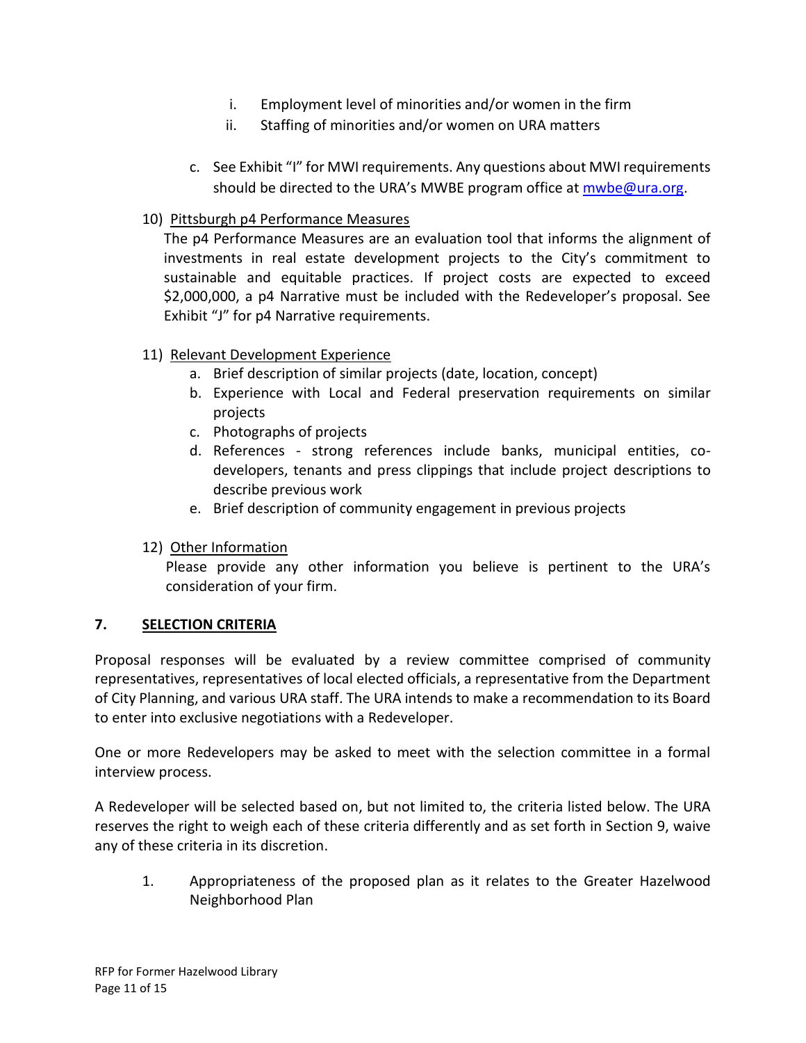i. Employment level of minorities and/or women in the firm
   ii. Staffing of minorities and/or women on URA matters

   c. See Exhibit "I" for MWI requirements. Any questions about MWI requirements should be directed to the URA's MWBE program office at [mwbe@ura.org](mailto:mwbe@ura.org).

10) Pittsburgh p4 Performance Measures

   The p4 Performance Measures are an evaluation tool that informs the alignment of investments in real estate development projects to the City's commitment to sustainable and equitable practices. If project costs are expected to exceed $2,000,000, a p4 Narrative must be included with the Redeveloper's proposal. See Exhibit "J" for p4 Narrative requirements.

11) Relevant Development Experience
   a. Brief description of similar projects (date, location, concept)
   b. Experience with Local and Federal preservation requirements on similar projects
   c. Photographs of projects
   d. References - strong references include banks, municipal entities, co-developers, tenants and press clippings that include project descriptions to describe previous work
   e. Brief description of community engagement in previous projects

12) Other Information

   Please provide any other information you believe is pertinent to the URA's consideration of your firm.

## 7. SELECTION CRITERIA

Proposal responses will be evaluated by a review committee comprised of community representatives, representatives of local elected officials, a representative from the Department of City Planning, and various URA staff. The URA intends to make a recommendation to its Board to enter into exclusive negotiations with a Redeveloper.

One or more Redevelopers may be asked to meet with the selection committee in a formal interview process.

A Redeveloper will be selected based on, but not limited to, the criteria listed below. The URA reserves the right to weigh each of these criteria differently and as set forth in Section 9, waive any of these criteria in its discretion.

1. Appropriateness of the proposed plan as it relates to the Greater Hazelwood Neighborhood Plan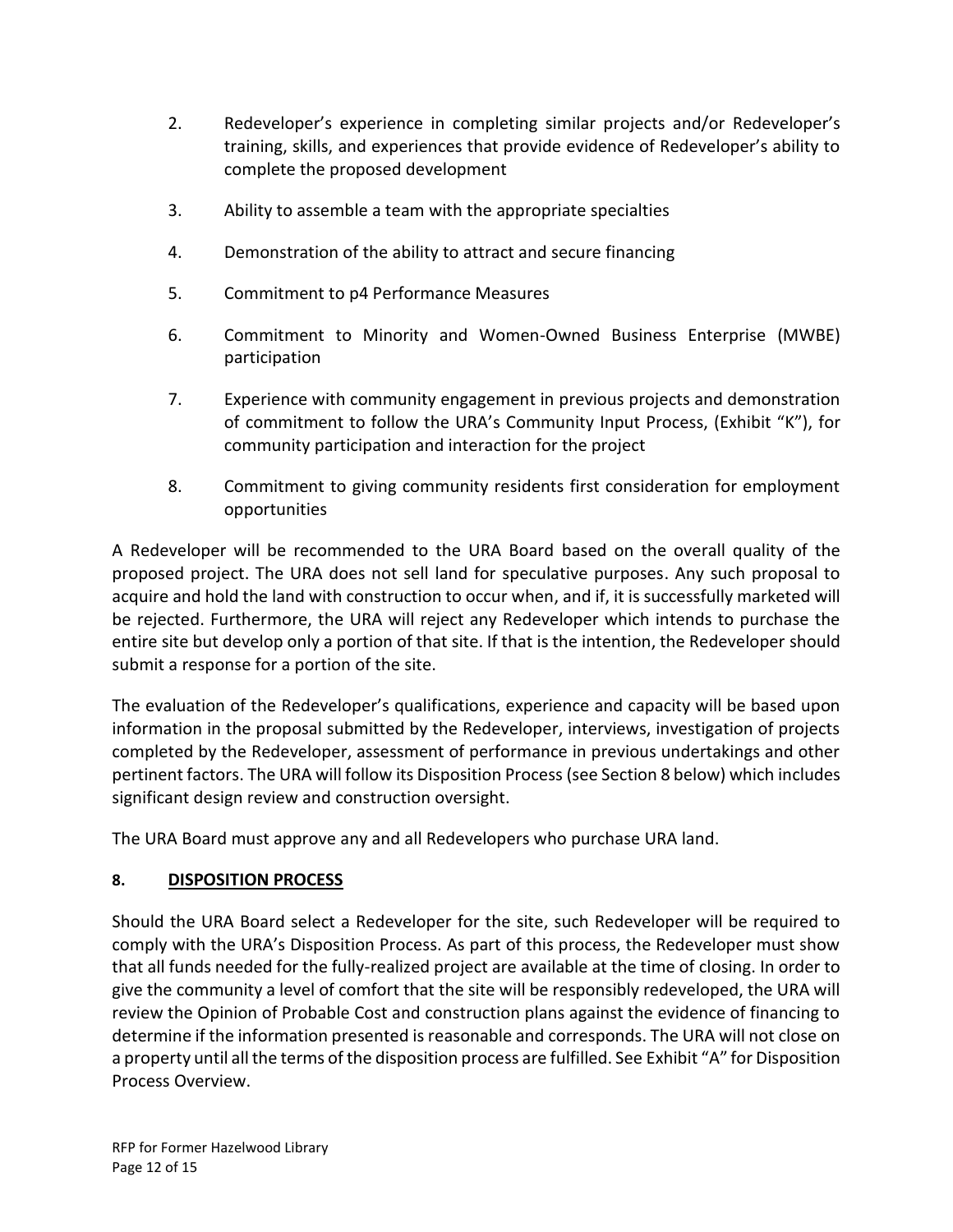2. Redeveloper's experience in completing similar projects and/or Redeveloper's training, skills, and experiences that provide evidence of Redeveloper's ability to complete the proposed development

3. Ability to assemble a team with the appropriate specialties

4. Demonstration of the ability to attract and secure financing

5. Commitment to p4 Performance Measures

6. Commitment to Minority and Women-Owned Business Enterprise (MWBE) participation

7. Experience with community engagement in previous projects and demonstration of commitment to follow the URA's Community Input Process, (Exhibit "K"), for community participation and interaction for the project

8. Commitment to giving community residents first consideration for employment opportunities

A Redeveloper will be recommended to the URA Board based on the overall quality of the proposed project. The URA does not sell land for speculative purposes. Any such proposal to acquire and hold the land with construction to occur when, and if, it is successfully marketed will be rejected. Furthermore, the URA will reject any Redeveloper which intends to purchase the entire site but develop only a portion of that site. If that is the intention, the Redeveloper should submit a response for a portion of the site.

The evaluation of the Redeveloper's qualifications, experience and capacity will be based upon information in the proposal submitted by the Redeveloper, interviews, investigation of projects completed by the Redeveloper, assessment of performance in previous undertakings and other pertinent factors. The URA will follow its Disposition Process (see Section 8 below) which includes significant design review and construction oversight.

The URA Board must approve any and all Redevelopers who purchase URA land.

## 8. DISPOSITION PROCESS

Should the URA Board select a Redeveloper for the site, such Redeveloper will be required to comply with the URA's Disposition Process. As part of this process, the Redeveloper must show that all funds needed for the fully-realized project are available at the time of closing. In order to give the community a level of comfort that the site will be responsibly redeveloped, the URA will review the Opinion of Probable Cost and construction plans against the evidence of financing to determine if the information presented is reasonable and corresponds. The URA will not close on a property until all the terms of the disposition process are fulfilled. See Exhibit "A" for Disposition Process Overview.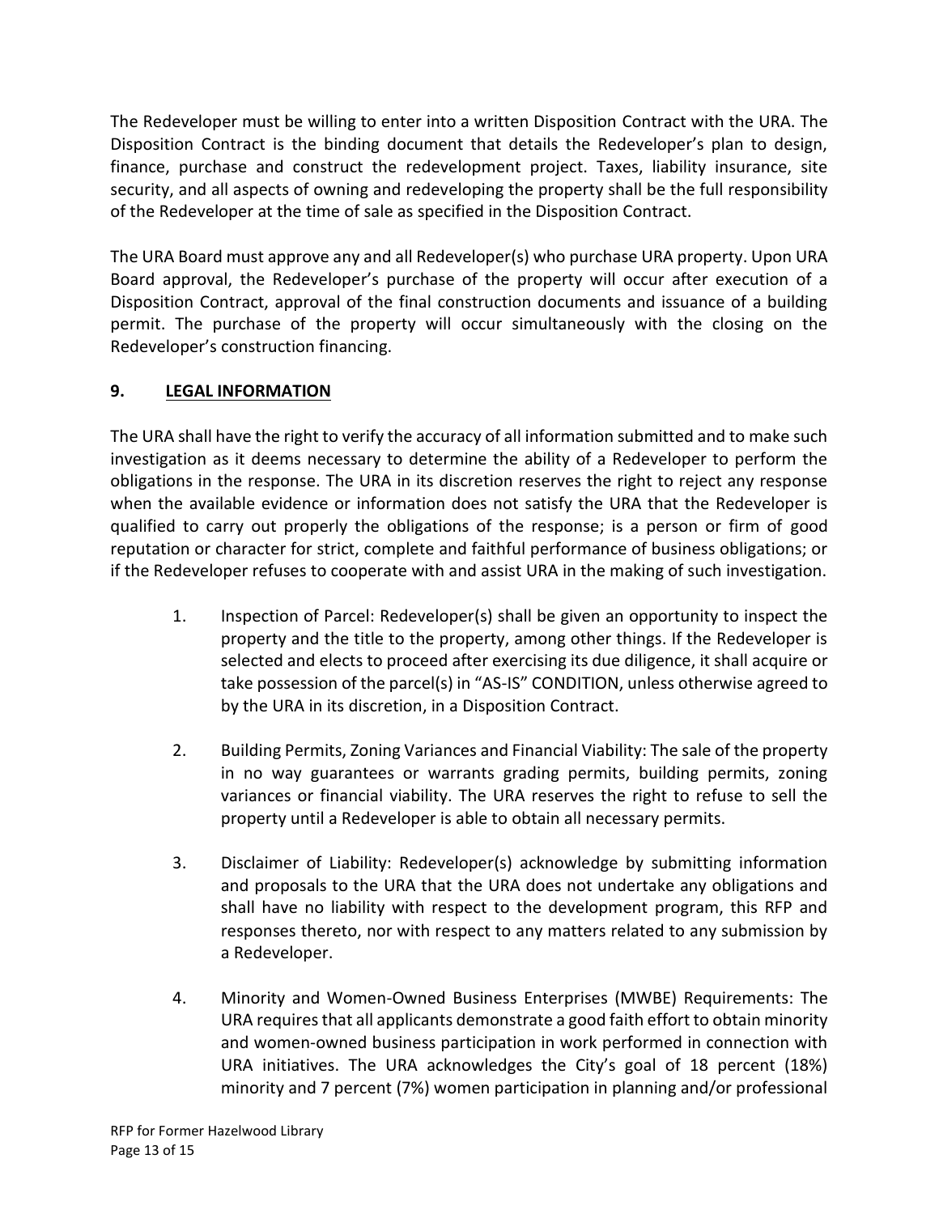The Redeveloper must be willing to enter into a written Disposition Contract with the URA. The Disposition Contract is the binding document that details the Redeveloper's plan to design, finance, purchase and construct the redevelopment project. Taxes, liability insurance, site security, and all aspects of owning and redeveloping the property shall be the full responsibility of the Redeveloper at the time of sale as specified in the Disposition Contract.

The URA Board must approve any and all Redeveloper(s) who purchase URA property. Upon URA Board approval, the Redeveloper's purchase of the property will occur after execution of a Disposition Contract, approval of the final construction documents and issuance of a building permit. The purchase of the property will occur simultaneously with the closing on the Redeveloper's construction financing.

## 9. LEGAL INFORMATION

The URA shall have the right to verify the accuracy of all information submitted and to make such investigation as it deems necessary to determine the ability of a Redeveloper to perform the obligations in the response. The URA in its discretion reserves the right to reject any response when the available evidence or information does not satisfy the URA that the Redeveloper is qualified to carry out properly the obligations of the response; is a person or firm of good reputation or character for strict, complete and faithful performance of business obligations; or if the Redeveloper refuses to cooperate with and assist URA in the making of such investigation.

1. Inspection of Parcel: Redeveloper(s) shall be given an opportunity to inspect the property and the title to the property, among other things. If the Redeveloper is selected and elects to proceed after exercising its due diligence, it shall acquire or take possession of the parcel(s) in "AS-IS" CONDITION, unless otherwise agreed to by the URA in its discretion, in a Disposition Contract.

2. Building Permits, Zoning Variances and Financial Viability: The sale of the property in no way guarantees or warrants grading permits, building permits, zoning variances or financial viability. The URA reserves the right to refuse to sell the property until a Redeveloper is able to obtain all necessary permits.

3. Disclaimer of Liability: Redeveloper(s) acknowledge by submitting information and proposals to the URA that the URA does not undertake any obligations and shall have no liability with respect to the development program, this RFP and responses thereto, nor with respect to any matters related to any submission by a Redeveloper.

4. Minority and Women-Owned Business Enterprises (MWBE) Requirements: The URA requires that all applicants demonstrate a good faith effort to obtain minority and women-owned business participation in work performed in connection with URA initiatives. The URA acknowledges the City's goal of 18 percent (18%) minority and 7 percent (7%) women participation in planning and/or professional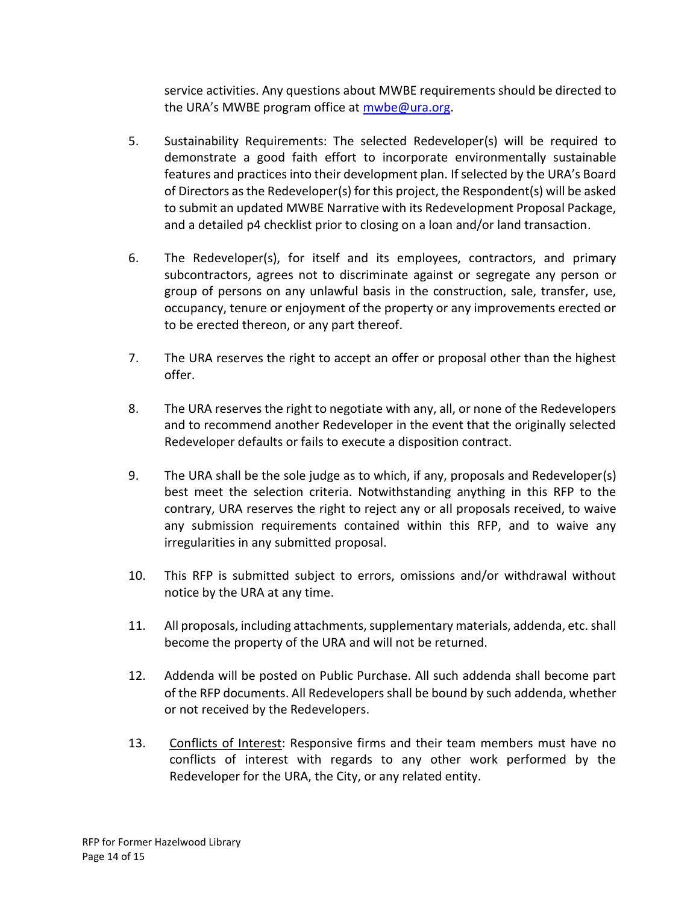service activities. Any questions about MWBE requirements should be directed to the URA's MWBE program office at [mwbe@ura.org](mailto:mwbe@ura.org).

5. Sustainability Requirements: The selected Redeveloper(s) will be required to demonstrate a good faith effort to incorporate environmentally sustainable features and practices into their development plan. If selected by the URA's Board of Directors as the Redeveloper(s) for this project, the Respondent(s) will be asked to submit an updated MWBE Narrative with its Redevelopment Proposal Package, and a detailed p4 checklist prior to closing on a loan and/or land transaction.

6. The Redeveloper(s), for itself and its employees, contractors, and primary subcontractors, agrees not to discriminate against or segregate any person or group of persons on any unlawful basis in the construction, sale, transfer, use, occupancy, tenure or enjoyment of the property or any improvements erected or to be erected thereon, or any part thereof.

7. The URA reserves the right to accept an offer or proposal other than the highest offer.

8. The URA reserves the right to negotiate with any, all, or none of the Redevelopers and to recommend another Redeveloper in the event that the originally selected Redeveloper defaults or fails to execute a disposition contract.

9. The URA shall be the sole judge as to which, if any, proposals and Redeveloper(s) best meet the selection criteria. Notwithstanding anything in this RFP to the contrary, URA reserves the right to reject any or all proposals received, to waive any submission requirements contained within this RFP, and to waive any irregularities in any submitted proposal.

10. This RFP is submitted subject to errors, omissions and/or withdrawal without notice by the URA at any time.

11. All proposals, including attachments, supplementary materials, addenda, etc. shall become the property of the URA and will not be returned.

12. Addenda will be posted on Public Purchase. All such addenda shall become part of the RFP documents. All Redevelopers shall be bound by such addenda, whether or not received by the Redevelopers.

13. <u>Conflicts of Interest</u>: Responsive firms and their team members must have no conflicts of interest with regards to any other work performed by the Redeveloper for the URA, the City, or any related entity.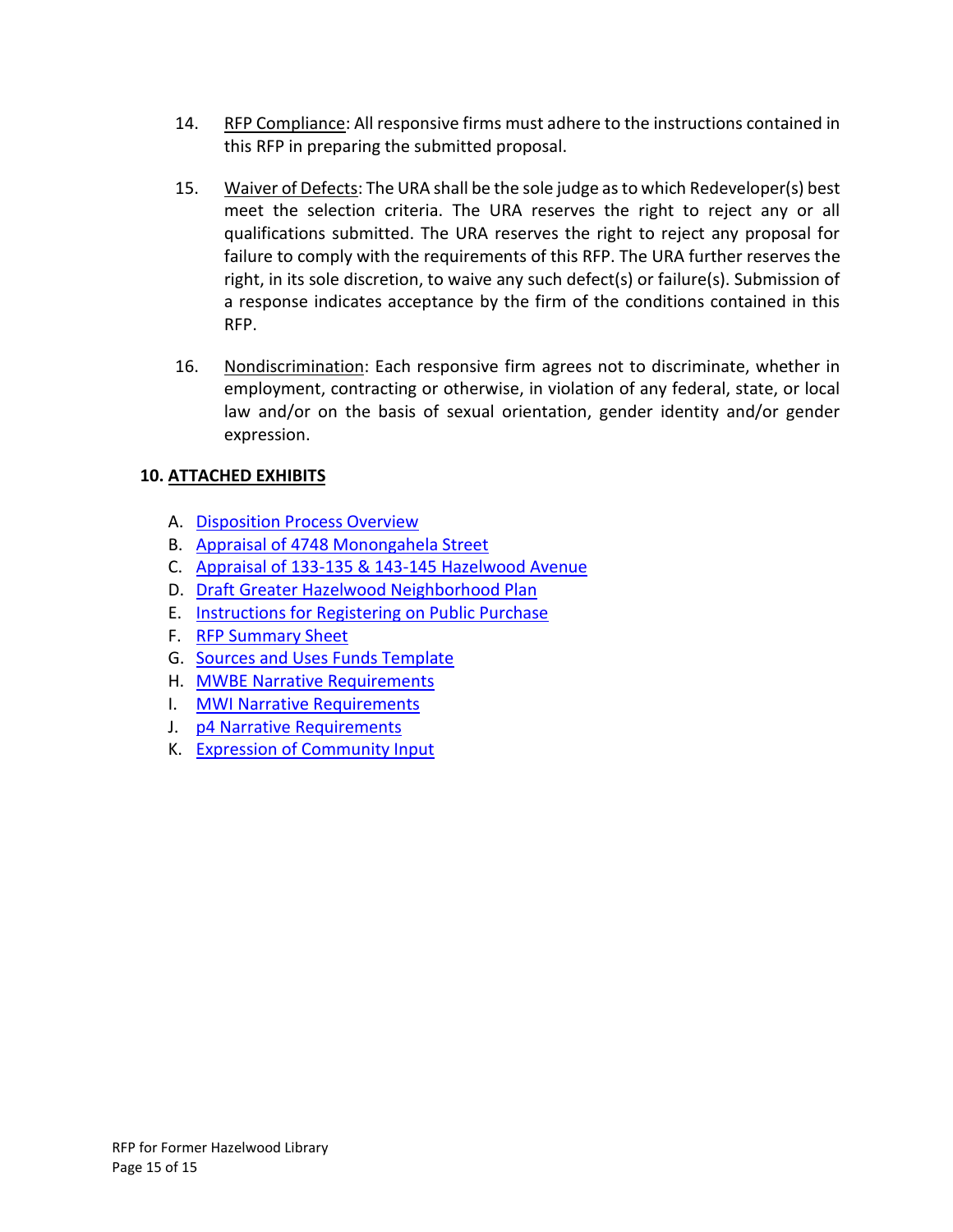14. RFP Compliance: All responsive firms must adhere to the instructions contained in this RFP in preparing the submitted proposal.

15. Waiver of Defects: The URA shall be the sole judge as to which Redeveloper(s) best meet the selection criteria. The URA reserves the right to reject any or all qualifications submitted. The URA reserves the right to reject any proposal for failure to comply with the requirements of this RFP. The URA further reserves the right, in its sole discretion, to waive any such defect(s) or failure(s). Submission of a response indicates acceptance by the firm of the conditions contained in this RFP.

16. Nondiscrimination: Each responsive firm agrees not to discriminate, whether in employment, contracting or otherwise, in violation of any federal, state, or local law and/or on the basis of sexual orientation, gender identity and/or gender expression.

## 10. ATTACHED EXHIBITS

A. Disposition Process Overview
B. Appraisal of 4748 Monongahela Street
C. Appraisal of 133-135 & 143-145 Hazelwood Avenue
D. Draft Greater Hazelwood Neighborhood Plan
E. Instructions for Registering on Public Purchase
F. RFP Summary Sheet
G. Sources and Uses Funds Template
H. MWBE Narrative Requirements
I. MWI Narrative Requirements
J. p4 Narrative Requirements
K. Expression of Community Input